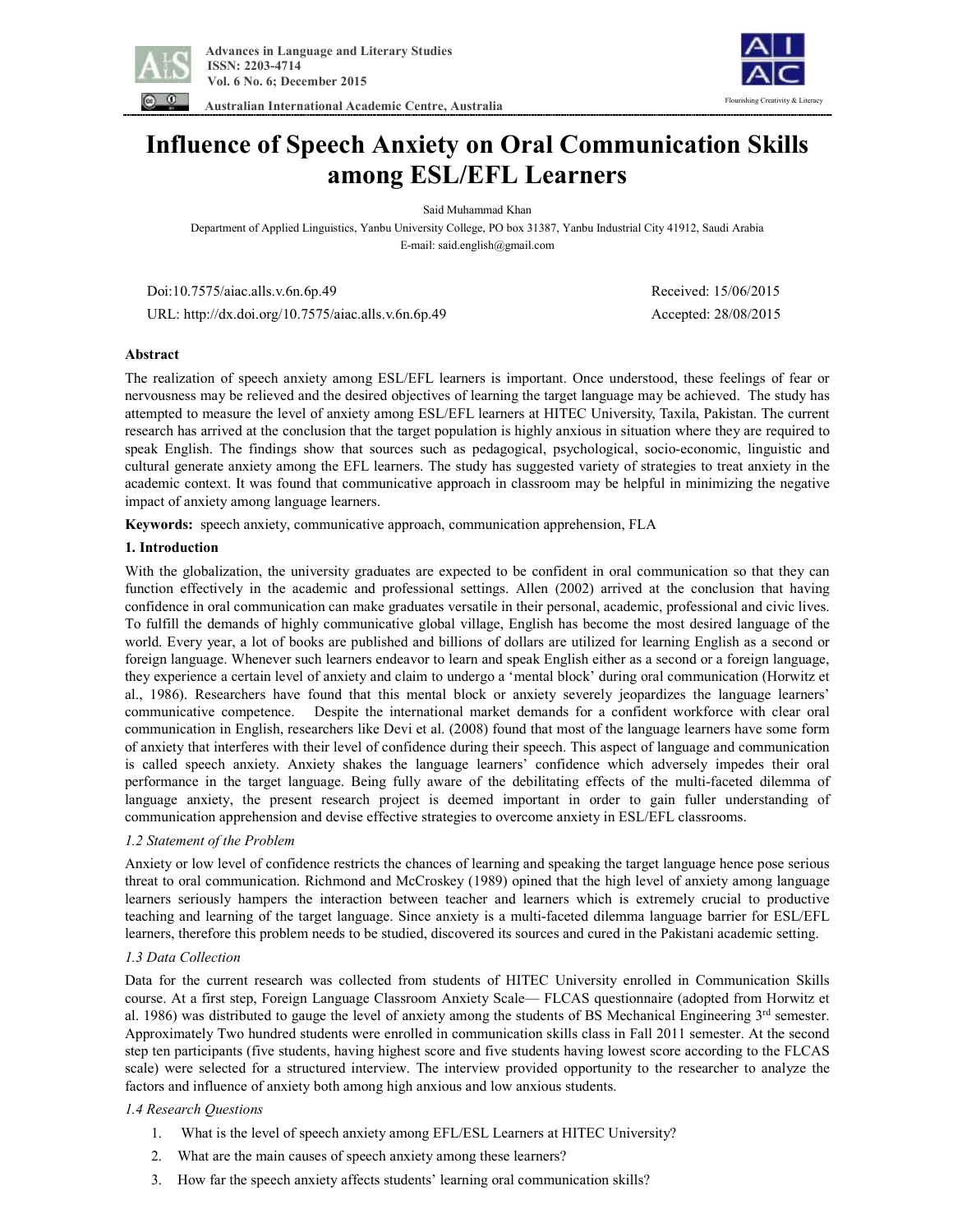# Influence of Speech Anxiety on Oral Communication Skills among ESL/EFL Learners

Said Muhammad Khan

Department of Applied Linguistics, Yanbu University College, PO box 31387, Yanbu Industrial City 41912, Saudi Arabia

E-mail: said.english@gmail.com

Doi:10.7575/aiac.alls.v.6n.6p.49 Received: 15/06/2015

URL: http://dx.doi.org/10.7575/aiac.alls.v.6n.6p.49 Accepted: 28/08/2015

## Abstract

The realization of speech anxiety among ESL/EFL learners is important. Once understood, these feelings of fear or nervousness may be relieved and the desired objectives of learning the target language may be achieved. The study has attempted to measure the level of anxiety among ESL/EFL learners at HITEC University, Taxila, Pakistan. The current research has arrived at the conclusion that the target population is highly anxious in situation where they are required to speak English. The findings show that sources such as pedagogical, psychological, socio-economic, linguistic and cultural generate anxiety among the EFL learners. The study has suggested variety of strategies to treat anxiety in the academic context. It was found that communicative approach in classroom may be helpful in minimizing the negative impact of anxiety among language learners.

**Keywords:** speech anxiety, communicative approach, communication apprehension, FLA

## 1. Introduction

With the globalization, the university graduates are expected to be confident in oral communication so that they can function effectively in the academic and professional settings. Allen (2002) arrived at the conclusion that having confidence in oral communication can make graduates versatile in their personal, academic, professional and civic lives. To fulfill the demands of highly communicative global village, English has become the most desired language of the world. Every year, a lot of books are published and billions of dollars are utilized for learning English as a second or foreign language. Whenever such learners endeavor to learn and speak English either as a second or a foreign language, they experience a certain level of anxiety and claim to undergo a 'mental block' during oral communication (Horwitz et al., 1986). Researchers have found that this mental block or anxiety severely jeopardizes the language learners' communicative competence. Despite the international market demands for a confident workforce with clear oral communication in English, researchers like Devi et al. (2008) found that most of the language learners have some form of anxiety that interferes with their level of confidence during their speech. This aspect of language and communication is called speech anxiety. Anxiety shakes the language learners' confidence which adversely impedes their oral performance in the target language. Being fully aware of the debilitating effects of the multi-faceted dilemma of language anxiety, the present research project is deemed important in order to gain fuller understanding of communication apprehension and devise effective strategies to overcome anxiety in ESL/EFL classrooms.

### *1.2 Statement of the Problem*

Anxiety or low level of confidence restricts the chances of learning and speaking the target language hence pose serious threat to oral communication. Richmond and McCroskey (1989) opined that the high level of anxiety among language learners seriously hampers the interaction between teacher and learners which is extremely crucial to productive teaching and learning of the target language. Since anxiety is a multi-faceted dilemma language barrier for ESL/EFL learners, therefore this problem needs to be studied, discovered its sources and cured in the Pakistani academic setting.

### *1.3 Data Collection*

Data for the current research was collected from students of HITEC University enrolled in Communication Skills course. At a first step, Foreign Language Classroom Anxiety Scale— FLCAS questionnaire (adopted from Horwitz et al. 1986) was distributed to gauge the level of anxiety among the students of BS Mechanical Engineering 3rd semester. Approximately Two hundred students were enrolled in communication skills class in Fall 2011 semester. At the second step ten participants (five students, having highest score and five students having lowest score according to the FLCAS scale) were selected for a structured interview. The interview provided opportunity to the researcher to analyze the factors and influence of anxiety both among high anxious and low anxious students.

### *1.4 Research Questions*

1. What is the level of speech anxiety among EFL/ESL Learners at HITEC University?
2. What are the main causes of speech anxiety among these learners?
3. How far the speech anxiety affects students' learning oral communication skills?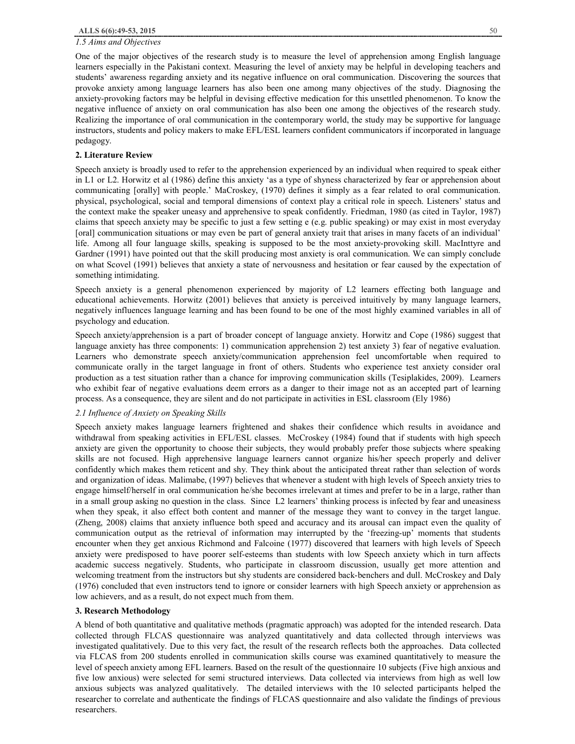*1.5 Aims and Objectives*

One of the major objectives of the research study is to measure the level of apprehension among English language learners especially in the Pakistani context. Measuring the level of anxiety may be helpful in developing teachers and students' awareness regarding anxiety and its negative influence on oral communication. Discovering the sources that provoke anxiety among language learners has also been one among many objectives of the study. Diagnosing the anxiety-provoking factors may be helpful in devising effective medication for this unsettled phenomenon. To know the negative influence of anxiety on oral communication has also been one among the objectives of the research study. Realizing the importance of oral communication in the contemporary world, the study may be supportive for language instructors, students and policy makers to make EFL/ESL learners confident communicators if incorporated in language pedagogy.

## 2. Literature Review

Speech anxiety is broadly used to refer to the apprehension experienced by an individual when required to speak either in L1 or L2. Horwitz et al (1986) define this anxiety 'as a type of shyness characterized by fear or apprehension about communicating [orally] with people.' MaCroskey, (1970) defines it simply as a fear related to oral communication. physical, psychological, social and temporal dimensions of context play a critical role in speech. Listeners' status and the context make the speaker uneasy and apprehensive to speak confidently. Friedman, 1980 (as cited in Taylor, 1987) claims that speech anxiety may be specific to just a few setting e (e.g. public speaking) or may exist in most everyday [oral] communication situations or may even be part of general anxiety trait that arises in many facets of an individual' life. Among all four language skills, speaking is supposed to be the most anxiety-provoking skill. MacInttyre and Gardner (1991) have pointed out that the skill producing most anxiety is oral communication. We can simply conclude on what Scovel (1991) believes that anxiety a state of nervousness and hesitation or fear caused by the expectation of something intimidating.

Speech anxiety is a general phenomenon experienced by majority of L2 learners effecting both language and educational achievements. Horwitz (2001) believes that anxiety is perceived intuitively by many language learners, negatively influences language learning and has been found to be one of the most highly examined variables in all of psychology and education.

Speech anxiety/apprehension is a part of broader concept of language anxiety. Horwitz and Cope (1986) suggest that language anxiety has three components: 1) communication apprehension 2) test anxiety 3) fear of negative evaluation. Learners who demonstrate speech anxiety/communication apprehension feel uncomfortable when required to communicate orally in the target language in front of others. Students who experience test anxiety consider oral production as a test situation rather than a chance for improving communication skills (Tesiplakides, 2009). Learners who exhibit fear of negative evaluations deem errors as a danger to their image not as an accepted part of learning process. As a consequence, they are silent and do not participate in activities in ESL classroom (Ely 1986)

*2.1 Influence of Anxiety on Speaking Skills*

Speech anxiety makes language learners frightened and shakes their confidence which results in avoidance and withdrawal from speaking activities in EFL/ESL classes. McCroskey (1984) found that if students with high speech anxiety are given the opportunity to choose their subjects, they would probably prefer those subjects where speaking skills are not focused. High apprehensive language learners cannot organize his/her speech properly and deliver confidently which makes them reticent and shy. They think about the anticipated threat rather than selection of words and organization of ideas. Malimabe, (1997) believes that whenever a student with high levels of Speech anxiety tries to engage himself/herself in oral communication he/she becomes irrelevant at times and prefer to be in a large, rather than in a small group asking no question in the class. Since L2 learners' thinking process is infected by fear and uneasiness when they speak, it also effect both content and manner of the message they want to convey in the target langue. (Zheng, 2008) claims that anxiety influence both speed and accuracy and its arousal can impact even the quality of communication output as the retrieval of information may interrupted by the 'freezing-up' moments that students encounter when they get anxious Richmond and Falcoine (1977) discovered that learners with high levels of Speech anxiety were predisposed to have poorer self-esteems than students with low Speech anxiety which in turn affects academic success negatively. Students, who participate in classroom discussion, usually get more attention and welcoming treatment from the instructors but shy students are considered back-benchers and dull. McCroskey and Daly (1976) concluded that even instructors tend to ignore or consider learners with high Speech anxiety or apprehension as low achievers, and as a result, do not expect much from them.

## 3. Research Methodology

A blend of both quantitative and qualitative methods (pragmatic approach) was adopted for the intended research. Data collected through FLCAS questionnaire was analyzed quantitatively and data collected through interviews was investigated qualitatively. Due to this very fact, the result of the research reflects both the approaches. Data collected via FLCAS from 200 students enrolled in communication skills course was examined quantitatively to measure the level of speech anxiety among EFL learners. Based on the result of the questionnaire 10 subjects (Five high anxious and five low anxious) were selected for semi structured interviews. Data collected via interviews from high as well low anxious subjects was analyzed qualitatively. The detailed interviews with the 10 selected participants helped the researcher to correlate and authenticate the findings of FLCAS questionnaire and also validate the findings of previous researchers.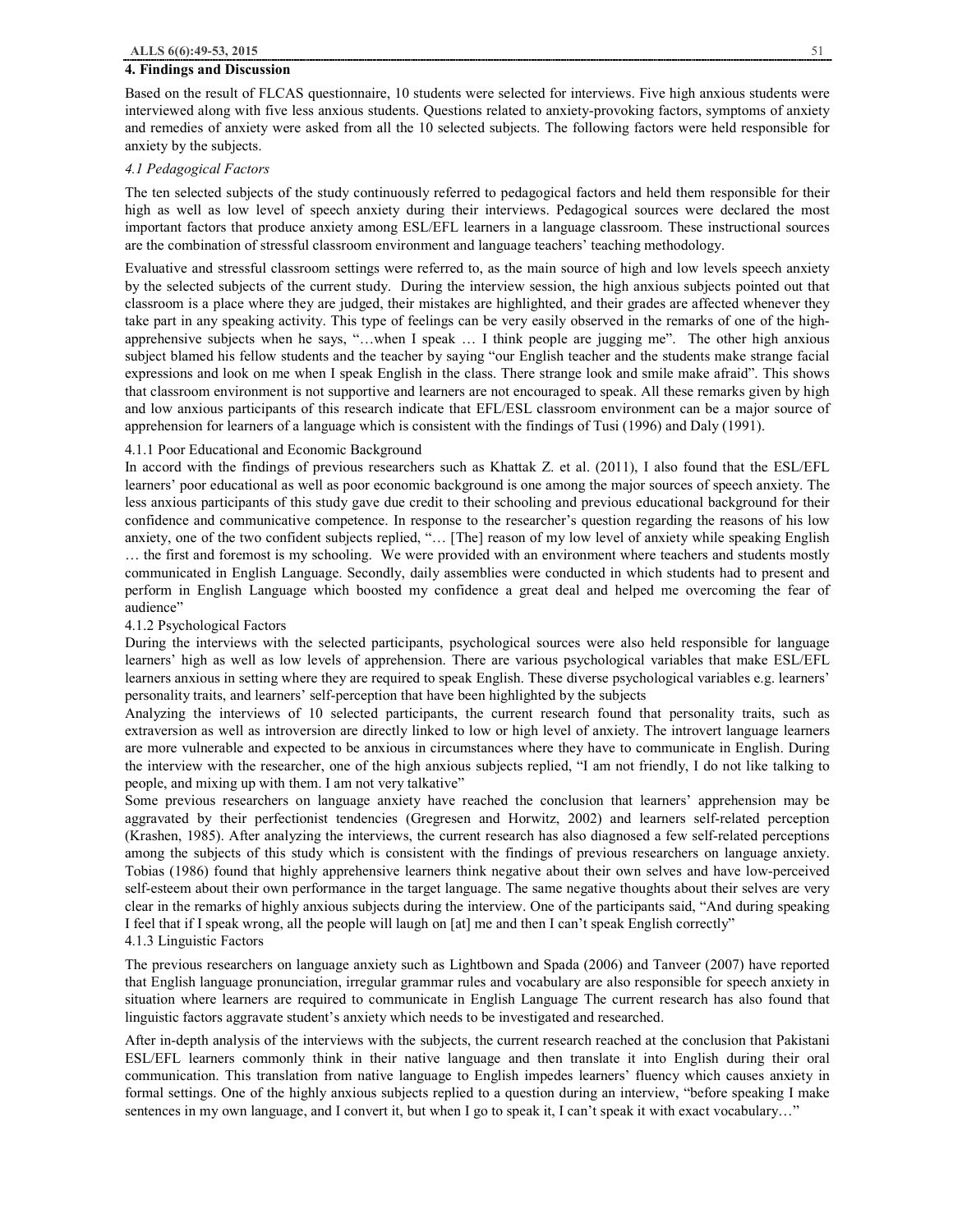## 4. Findings and Discussion

Based on the result of FLCAS questionnaire, 10 students were selected for interviews. Five high anxious students were interviewed along with five less anxious students. Questions related to anxiety-provoking factors, symptoms of anxiety and remedies of anxiety were asked from all the 10 selected subjects. The following factors were held responsible for anxiety by the subjects.

### *4.1 Pedagogical Factors*

The ten selected subjects of the study continuously referred to pedagogical factors and held them responsible for their high as well as low level of speech anxiety during their interviews. Pedagogical sources were declared the most important factors that produce anxiety among ESL/EFL learners in a language classroom. These instructional sources are the combination of stressful classroom environment and language teachers' teaching methodology.

Evaluative and stressful classroom settings were referred to, as the main source of high and low levels speech anxiety by the selected subjects of the current study. During the interview session, the high anxious subjects pointed out that classroom is a place where they are judged, their mistakes are highlighted, and their grades are affected whenever they take part in any speaking activity. This type of feelings can be very easily observed in the remarks of one of the high-apprehensive subjects when he says, "…when I speak … I think people are jugging me". The other high anxious subject blamed his fellow students and the teacher by saying "our English teacher and the students make strange facial expressions and look on me when I speak English in the class. There strange look and smile make afraid". This shows that classroom environment is not supportive and learners are not encouraged to speak. All these remarks given by high and low anxious participants of this research indicate that EFL/ESL classroom environment can be a major source of apprehension for learners of a language which is consistent with the findings of Tusi (1996) and Daly (1991).

#### 4.1.1 Poor Educational and Economic Background

In accord with the findings of previous researchers such as Khattak Z. et al. (2011), I also found that the ESL/EFL learners' poor educational as well as poor economic background is one among the major sources of speech anxiety. The less anxious participants of this study gave due credit to their schooling and previous educational background for their confidence and communicative competence. In response to the researcher's question regarding the reasons of his low anxiety, one of the two confident subjects replied, "… [The] reason of my low level of anxiety while speaking English … the first and foremost is my schooling. We were provided with an environment where teachers and students mostly communicated in English Language. Secondly, daily assemblies were conducted in which students had to present and perform in English Language which boosted my confidence a great deal and helped me overcoming the fear of audience"

#### 4.1.2 Psychological Factors

During the interviews with the selected participants, psychological sources were also held responsible for language learners' high as well as low levels of apprehension. There are various psychological variables that make ESL/EFL learners anxious in setting where they are required to speak English. These diverse psychological variables e.g. learners' personality traits, and learners' self-perception that have been highlighted by the subjects

Analyzing the interviews of 10 selected participants, the current research found that personality traits, such as extraversion as well as introversion are directly linked to low or high level of anxiety. The introvert language learners are more vulnerable and expected to be anxious in circumstances where they have to communicate in English. During the interview with the researcher, one of the high anxious subjects replied, "I am not friendly, I do not like talking to people, and mixing up with them. I am not very talkative"

Some previous researchers on language anxiety have reached the conclusion that learners' apprehension may be aggravated by their perfectionist tendencies (Gregresen and Horwitz, 2002) and learners self-related perception (Krashen, 1985). After analyzing the interviews, the current research has also diagnosed a few self-related perceptions among the subjects of this study which is consistent with the findings of previous researchers on language anxiety. Tobias (1986) found that highly apprehensive learners think negative about their own selves and have low-perceived self-esteem about their own performance in the target language. The same negative thoughts about their selves are very clear in the remarks of highly anxious subjects during the interview. One of the participants said, "And during speaking I feel that if I speak wrong, all the people will laugh on [at] me and then I can't speak English correctly"

#### 4.1.3 Linguistic Factors

The previous researchers on language anxiety such as Lightbown and Spada (2006) and Tanveer (2007) have reported that English language pronunciation, irregular grammar rules and vocabulary are also responsible for speech anxiety in situation where learners are required to communicate in English Language The current research has also found that linguistic factors aggravate student's anxiety which needs to be investigated and researched.

After in-depth analysis of the interviews with the subjects, the current research reached at the conclusion that Pakistani ESL/EFL learners commonly think in their native language and then translate it into English during their oral communication. This translation from native language to English impedes learners' fluency which causes anxiety in formal settings. One of the highly anxious subjects replied to a question during an interview, "before speaking I make sentences in my own language, and I convert it, but when I go to speak it, I can't speak it with exact vocabulary…"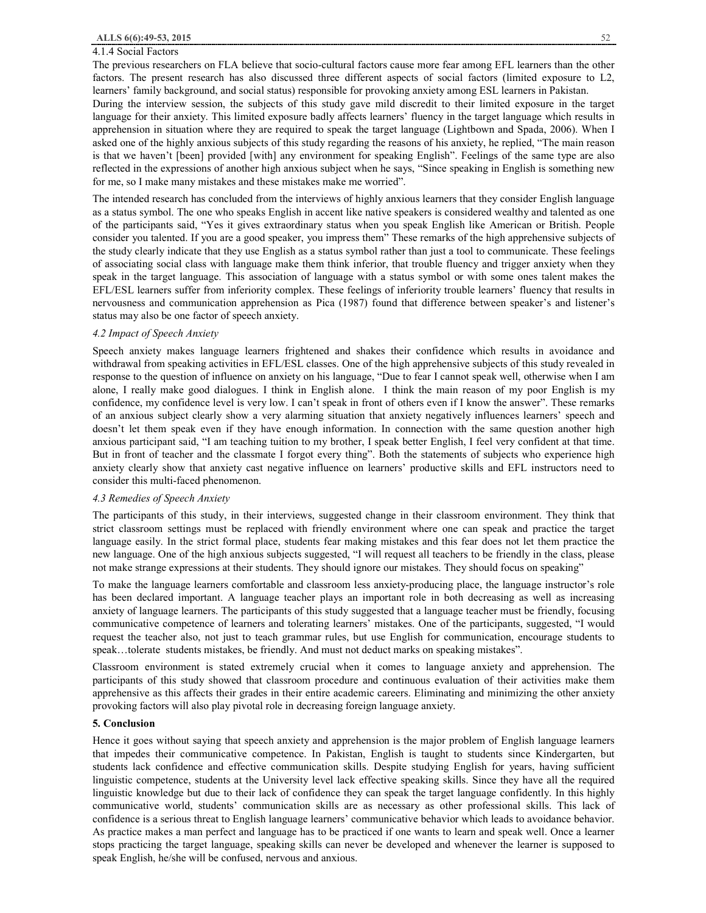#### 4.1.4 Social Factors

The previous researchers on FLA believe that socio-cultural factors cause more fear among EFL learners than the other factors. The present research has also discussed three different aspects of social factors (limited exposure to L2, learners' family background, and social status) responsible for provoking anxiety among ESL learners in Pakistan.

During the interview session, the subjects of this study gave mild discredit to their limited exposure in the target language for their anxiety. This limited exposure badly affects learners' fluency in the target language which results in apprehension in situation where they are required to speak the target language (Lightbown and Spada, 2006). When I asked one of the highly anxious subjects of this study regarding the reasons of his anxiety, he replied, "The main reason is that we haven't [been] provided [with] any environment for speaking English". Feelings of the same type are also reflected in the expressions of another high anxious subject when he says, "Since speaking in English is something new for me, so I make many mistakes and these mistakes make me worried".

The intended research has concluded from the interviews of highly anxious learners that they consider English language as a status symbol. The one who speaks English in accent like native speakers is considered wealthy and talented as one of the participants said, "Yes it gives extraordinary status when you speak English like American or British. People consider you talented. If you are a good speaker, you impress them" These remarks of the high apprehensive subjects of the study clearly indicate that they use English as a status symbol rather than just a tool to communicate. These feelings of associating social class with language make them think inferior, that trouble fluency and trigger anxiety when they speak in the target language. This association of language with a status symbol or with some ones talent makes the EFL/ESL learners suffer from inferiority complex. These feelings of inferiority trouble learners' fluency that results in nervousness and communication apprehension as Pica (1987) found that difference between speaker's and listener's status may also be one factor of speech anxiety.

### *4.2 Impact of Speech Anxiety*

Speech anxiety makes language learners frightened and shakes their confidence which results in avoidance and withdrawal from speaking activities in EFL/ESL classes. One of the high apprehensive subjects of this study revealed in response to the question of influence on anxiety on his language, "Due to fear I cannot speak well, otherwise when I am alone, I really make good dialogues. I think in English alone. I think the main reason of my poor English is my confidence, my confidence level is very low. I can't speak in front of others even if I know the answer". These remarks of an anxious subject clearly show a very alarming situation that anxiety negatively influences learners' speech and doesn't let them speak even if they have enough information. In connection with the same question another high anxious participant said, "I am teaching tuition to my brother, I speak better English, I feel very confident at that time. But in front of teacher and the classmate I forgot every thing". Both the statements of subjects who experience high anxiety clearly show that anxiety cast negative influence on learners' productive skills and EFL instructors need to consider this multi-faced phenomenon.

### *4.3 Remedies of Speech Anxiety*

The participants of this study, in their interviews, suggested change in their classroom environment. They think that strict classroom settings must be replaced with friendly environment where one can speak and practice the target language easily. In the strict formal place, students fear making mistakes and this fear does not let them practice the new language. One of the high anxious subjects suggested, "I will request all teachers to be friendly in the class, please not make strange expressions at their students. They should ignore our mistakes. They should focus on speaking"

To make the language learners comfortable and classroom less anxiety-producing place, the language instructor's role has been declared important. A language teacher plays an important role in both decreasing as well as increasing anxiety of language learners. The participants of this study suggested that a language teacher must be friendly, focusing communicative competence of learners and tolerating learners' mistakes. One of the participants, suggested, "I would request the teacher also, not just to teach grammar rules, but use English for communication, encourage students to speak…tolerate students mistakes, be friendly. And must not deduct marks on speaking mistakes".

Classroom environment is stated extremely crucial when it comes to language anxiety and apprehension. The participants of this study showed that classroom procedure and continuous evaluation of their activities make them apprehensive as this affects their grades in their entire academic careers. Eliminating and minimizing the other anxiety provoking factors will also play pivotal role in decreasing foreign language anxiety.

## 5. Conclusion

Hence it goes without saying that speech anxiety and apprehension is the major problem of English language learners that impedes their communicative competence. In Pakistan, English is taught to students since Kindergarten, but students lack confidence and effective communication skills. Despite studying English for years, having sufficient linguistic competence, students at the University level lack effective speaking skills. Since they have all the required linguistic knowledge but due to their lack of confidence they can speak the target language confidently. In this highly communicative world, students' communication skills are as necessary as other professional skills. This lack of confidence is a serious threat to English language learners' communicative behavior which leads to avoidance behavior. As practice makes a man perfect and language has to be practiced if one wants to learn and speak well. Once a learner stops practicing the target language, speaking skills can never be developed and whenever the learner is supposed to speak English, he/she will be confused, nervous and anxious.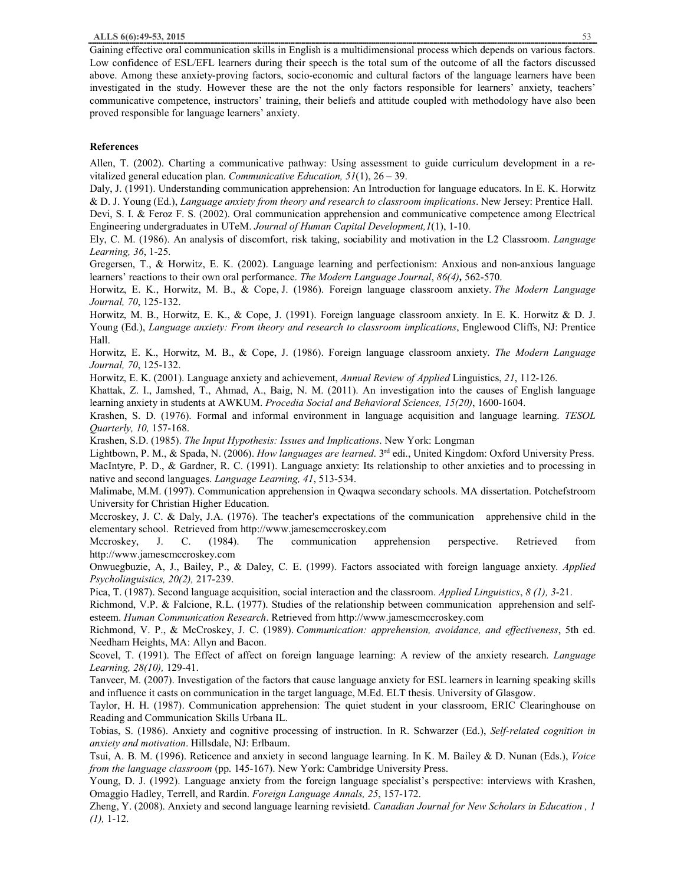Gaining effective oral communication skills in English is a multidimensional process which depends on various factors. Low confidence of ESL/EFL learners during their speech is the total sum of the outcome of all the factors discussed above. Among these anxiety-proving factors, socio-economic and cultural factors of the language learners have been investigated in the study. However these are the not the only factors responsible for learners' anxiety, teachers' communicative competence, instructors' training, their beliefs and attitude coupled with methodology have also been proved responsible for language learners' anxiety.

**References**

Allen, T. (2002). Charting a communicative pathway: Using assessment to guide curriculum development in a re-vitalized general education plan. *Communicative Education, 51*(1), 26 – 39.

Daly, J. (1991). Understanding communication apprehension: An Introduction for language educators. In E. K. Horwitz & D. J. Young (Ed.), *Language anxiety from theory and research to classroom implications*. New Jersey: Prentice Hall.

Devi, S. I. & Feroz F. S. (2002). Oral communication apprehension and communicative competence among Electrical Engineering undergraduates in UTeM. *Journal of Human Capital Development,1*(1), 1-10.

Ely, C. M. (1986). An analysis of discomfort, risk taking, sociability and motivation in the L2 Classroom. *Language Learning, 36*, 1-25.

Gregersen, T., & Horwitz, E. K. (2002). Language learning and perfectionism: Anxious and non-anxious language learners' reactions to their own oral performance. *The Modern Language Journal*, *86(4)***,** 562-570.

Horwitz, E. K., Horwitz, M. B., & Cope, J. (1986). Foreign language classroom anxiety. *The Modern Language Journal, 70*, 125-132.

Horwitz, M. B., Horwitz, E. K., & Cope, J. (1991). Foreign language classroom anxiety. In E. K. Horwitz & D. J. Young (Ed.), *Language anxiety: From theory and research to classroom implications*, Englewood Cliffs, NJ: Prentice Hall.

Horwitz, E. K., Horwitz, M. B., & Cope, J. (1986). Foreign language classroom anxiety. *The Modern Language Journal, 70*, 125-132.

Horwitz, E. K. (2001). Language anxiety and achievement, *Annual Review of Applied* Linguistics, *21*, 112-126.

Khattak, Z. I., Jamshed, T., Ahmad, A., Baig, N. M. (2011). An investigation into the causes of English language learning anxiety in students at AWKUM. *Procedia Social and Behavioral Sciences, 15(20)*, 1600-1604.

Krashen, S. D. (1976). Formal and informal environment in language acquisition and language learning. *TESOL Quarterly, 10,* 157-168.

Krashen, S.D. (1985). *The Input Hypothesis: Issues and Implications*. New York: Longman

Lightbown, P. M., & Spada, N. (2006). *How languages are learned*. 3rd edi., United Kingdom: Oxford University Press.

MacIntyre, P. D., & Gardner, R. C. (1991). Language anxiety: Its relationship to other anxieties and to processing in native and second languages. *Language Learning, 41*, 513-534.

Malimabe, M.M. (1997). Communication apprehension in Qwaqwa secondary schools. MA dissertation. Potchefstroom University for Christian Higher Education.

Mccroskey, J. C. & Daly, J.A. (1976). The teacher's expectations of the communication apprehensive child in the elementary school. Retrieved from http://www.jamescmccroskey.com

Mccroskey, J. C. (1984). The communication apprehension perspective. Retrieved from http://www.jamescmccroskey.com

Onwuegbuzie, A, J., Bailey, P., & Daley, C. E. (1999). Factors associated with foreign language anxiety. *Applied Psycholinguistics, 20(2),* 217-239.

Pica, T. (1987). Second language acquisition, social interaction and the classroom. *Applied Linguistics*, *8 (1), 3*-21.

Richmond, V.P. & Falcione, R.L. (1977). Studies of the relationship between communication apprehension and self-esteem. *Human Communication Research*. Retrieved from http://www.jamescmccroskey.com

Richmond, V. P., & McCroskey, J. C. (1989). *Communication: apprehension, avoidance, and effectiveness*, 5th ed. Needham Heights, MA: Allyn and Bacon.

Scovel, T. (1991). The Effect of affect on foreign language learning: A review of the anxiety research. *Language Learning, 28(10),* 129-41.

Tanveer, M. (2007). Investigation of the factors that cause language anxiety for ESL learners in learning speaking skills and influence it casts on communication in the target language, M.Ed. ELT thesis. University of Glasgow.

Taylor, H. H. (1987). Communication apprehension: The quiet student in your classroom, ERIC Clearinghouse on Reading and Communication Skills Urbana IL.

Tobias, S. (1986). Anxiety and cognitive processing of instruction. In R. Schwarzer (Ed.), *Self-related cognition in anxiety and motivation*. Hillsdale, NJ: Erlbaum.

Tsui, A. B. M. (1996). Reticence and anxiety in second language learning. In K. M. Bailey & D. Nunan (Eds.), *Voice from the language classroom* (pp. 145-167). New York: Cambridge University Press.

Young, D. J. (1992). Language anxiety from the foreign language specialist's perspective: interviews with Krashen, Omaggio Hadley, Terrell, and Rardin. *Foreign Language Annals, 25*, 157-172.

Zheng, Y. (2008). Anxiety and second language learning revisietd. *Canadian Journal for New Scholars in Education , 1 (1),* 1-12.